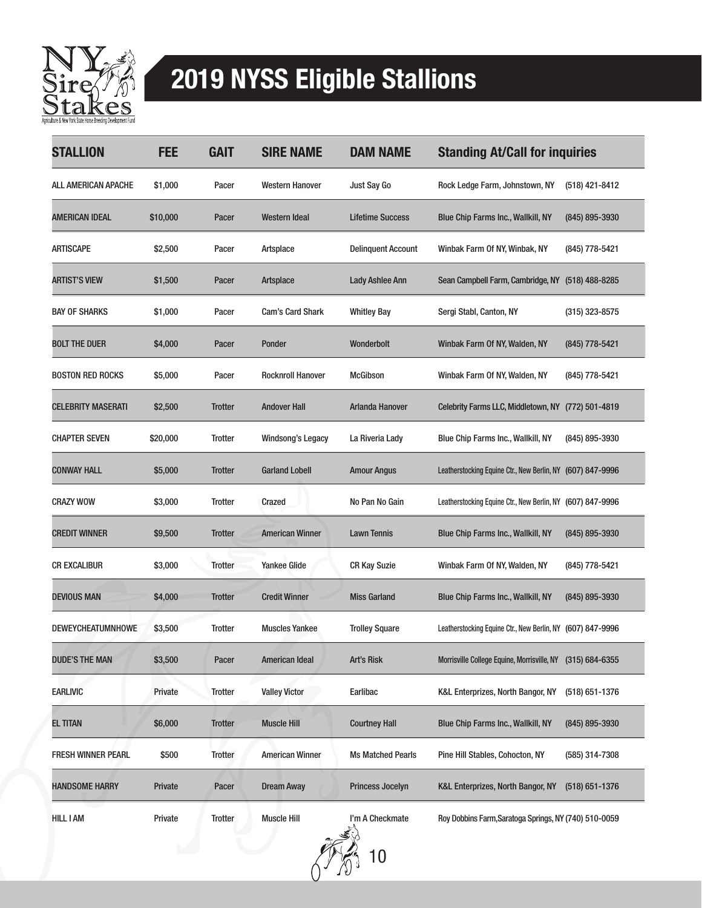# 2019 NYSS Eligible Stallions

| STALLION | FEE | GAIT | SIRE NAME | DAM NAME | Standing At/Call for inquiries | |
|---|---|---|---|---|---|---|
| ALL AMERICAN APACHE | $1,000 | Pacer | Western Hanover | Just Say Go | Rock Ledge Farm, Johnstown, NY | (518) 421-8412 |
| AMERICAN IDEAL | $10,000 | Pacer | Western Ideal | Lifetime Success | Blue Chip Farms Inc., Wallkill, NY | (845) 895-3930 |
| ARTISCAPE | $2,500 | Pacer | Artsplace | Delinquent Account | Winbak Farm Of NY, Winbak, NY | (845) 778-5421 |
| ARTIST'S VIEW | $1,500 | Pacer | Artsplace | Lady Ashlee Ann | Sean Campbell Farm, Cambridge, NY | (518) 488-8285 |
| BAY OF SHARKS | $1,000 | Pacer | Cam's Card Shark | Whitley Bay | Sergi Stabl, Canton, NY | (315) 323-8575 |
| BOLT THE DUER | $4,000 | Pacer | Ponder | Wonderbolt | Winbak Farm Of NY, Walden, NY | (845) 778-5421 |
| BOSTON RED ROCKS | $5,000 | Pacer | Rocknroll Hanover | McGibson | Winbak Farm Of NY, Walden, NY | (845) 778-5421 |
| CELEBRITY MASERATI | $2,500 | Trotter | Andover Hall | Arlanda Hanover | Celebrity Farms LLC, Middletown, NY | (772) 501-4819 |
| CHAPTER SEVEN | $20,000 | Trotter | Windsong's Legacy | La Riveria Lady | Blue Chip Farms Inc., Wallkill, NY | (845) 895-3930 |
| CONWAY HALL | $5,000 | Trotter | Garland Lobell | Amour Angus | Leatherstocking Equine Ctr., New Berlin, NY | (607) 847-9996 |
| CRAZY WOW | $3,000 | Trotter | Crazed | No Pan No Gain | Leatherstocking Equine Ctr., New Berlin, NY | (607) 847-9996 |
| CREDIT WINNER | $9,500 | Trotter | American Winner | Lawn Tennis | Blue Chip Farms Inc., Wallkill, NY | (845) 895-3930 |
| CR EXCALIBUR | $3,000 | Trotter | Yankee Glide | CR Kay Suzie | Winbak Farm Of NY, Walden, NY | (845) 778-5421 |
| DEVIOUS MAN | $4,000 | Trotter | Credit Winner | Miss Garland | Blue Chip Farms Inc., Wallkill, NY | (845) 895-3930 |
| DEWEYCHEATUMNHOWE | $3,500 | Trotter | Muscles Yankee | Trolley Square | Leatherstocking Equine Ctr., New Berlin, NY | (607) 847-9996 |
| DUDE'S THE MAN | $3,500 | Pacer | American Ideal | Art's Risk | Morrisville College Equine, Morrisville, NY | (315) 684-6355 |
| EARLIVIC | Private | Trotter | Valley Victor | Earlibac | K&L Enterprizes, North Bangor, NY | (518) 651-1376 |
| EL TITAN | $6,000 | Trotter | Muscle Hill | Courtney Hall | Blue Chip Farms Inc., Wallkill, NY | (845) 895-3930 |
| FRESH WINNER PEARL | $500 | Trotter | American Winner | Ms Matched Pearls | Pine Hill Stables, Cohocton, NY | (585) 314-7308 |
| HANDSOME HARRY | Private | Pacer | Dream Away | Princess Jocelyn | K&L Enterprizes, North Bangor, NY | (518) 651-1376 |
| HILL I AM | Private | Trotter | Muscle Hill | I'm A Checkmate | Roy Dobbins Farm,Saratoga Springs, NY | (740) 510-0059 |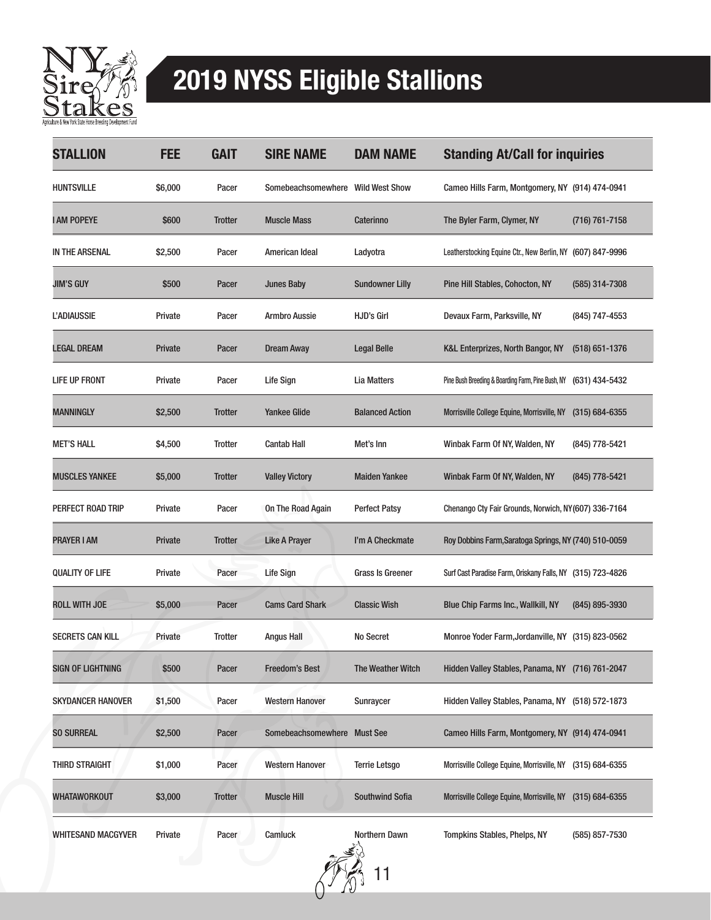# 2019 NYSS Eligible Stallions

| STALLION | FEE | GAIT | SIRE NAME | DAM NAME | Standing At/Call for inquiries | |
|---|---|---|---|---|---|---|
| HUNTSVILLE | $6,000 | Pacer | Somebeachsomewhere | Wild West Show | Cameo Hills Farm, Montgomery, NY | (914) 474-0941 |
| I AM POPEYE | $600 | Trotter | Muscle Mass | Caterinno | The Byler Farm, Clymer, NY | (716) 761-7158 |
| IN THE ARSENAL | $2,500 | Pacer | American Ideal | Ladyotra | Leatherstocking Equine Ctr., New Berlin, NY | (607) 847-9996 |
| JIM'S GUY | $500 | Pacer | Junes Baby | Sundowner Lilly | Pine Hill Stables, Cohocton, NY | (585) 314-7308 |
| L'ADIAUSSIE | Private | Pacer | Armbro Aussie | HJD's Girl | Devaux Farm, Parksville, NY | (845) 747-4553 |
| LEGAL DREAM | Private | Pacer | Dream Away | Legal Belle | K&L Enterprizes, North Bangor, NY | (518) 651-1376 |
| LIFE UP FRONT | Private | Pacer | Life Sign | Lia Matters | Pine Bush Breeding & Boarding Farm, Pine Bush, NY | (631) 434-5432 |
| MANNINGLY | $2,500 | Trotter | Yankee Glide | Balanced Action | Morrisville College Equine, Morrisville, NY | (315) 684-6355 |
| MET'S HALL | $4,500 | Trotter | Cantab Hall | Met's Inn | Winbak Farm Of NY, Walden, NY | (845) 778-5421 |
| MUSCLES YANKEE | $5,000 | Trotter | Valley Victory | Maiden Yankee | Winbak Farm Of NY, Walden, NY | (845) 778-5421 |
| PERFECT ROAD TRIP | Private | Pacer | On The Road Again | Perfect Patsy | Chenango Cty Fair Grounds, Norwich, NY | (607) 336-7164 |
| PRAYER I AM | Private | Trotter | Like A Prayer | I'm A Checkmate | Roy Dobbins Farm,Saratoga Springs, NY | (740) 510-0059 |
| QUALITY OF LIFE | Private | Pacer | Life Sign | Grass Is Greener | Surf Cast Paradise Farm, Oriskany Falls, NY | (315) 723-4826 |
| ROLL WITH JOE | $5,000 | Pacer | Cams Card Shark | Classic Wish | Blue Chip Farms Inc., Wallkill, NY | (845) 895-3930 |
| SECRETS CAN KILL | Private | Trotter | Angus Hall | No Secret | Monroe Yoder Farm,Jordanville, NY | (315) 823-0562 |
| SIGN OF LIGHTNING | $500 | Pacer | Freedom's Best | The Weather Witch | Hidden Valley Stables, Panama, NY | (716) 761-2047 |
| SKYDANCER HANOVER | $1,500 | Pacer | Western Hanover | Sunraycer | Hidden Valley Stables, Panama, NY | (518) 572-1873 |
| SO SURREAL | $2,500 | Pacer | Somebeachsomewhere | Must See | Cameo Hills Farm, Montgomery, NY | (914) 474-0941 |
| THIRD STRAIGHT | $1,000 | Pacer | Western Hanover | Terrie Letsgo | Morrisville College Equine, Morrisville, NY | (315) 684-6355 |
| WHATAWORKOUT | $3,000 | Trotter | Muscle Hill | Southwind Sofia | Morrisville College Equine, Morrisville, NY | (315) 684-6355 |
| WHITESAND MACGYVER | Private | Pacer | Camluck | Northern Dawn | Tompkins Stables, Phelps, NY | (585) 857-7530 |